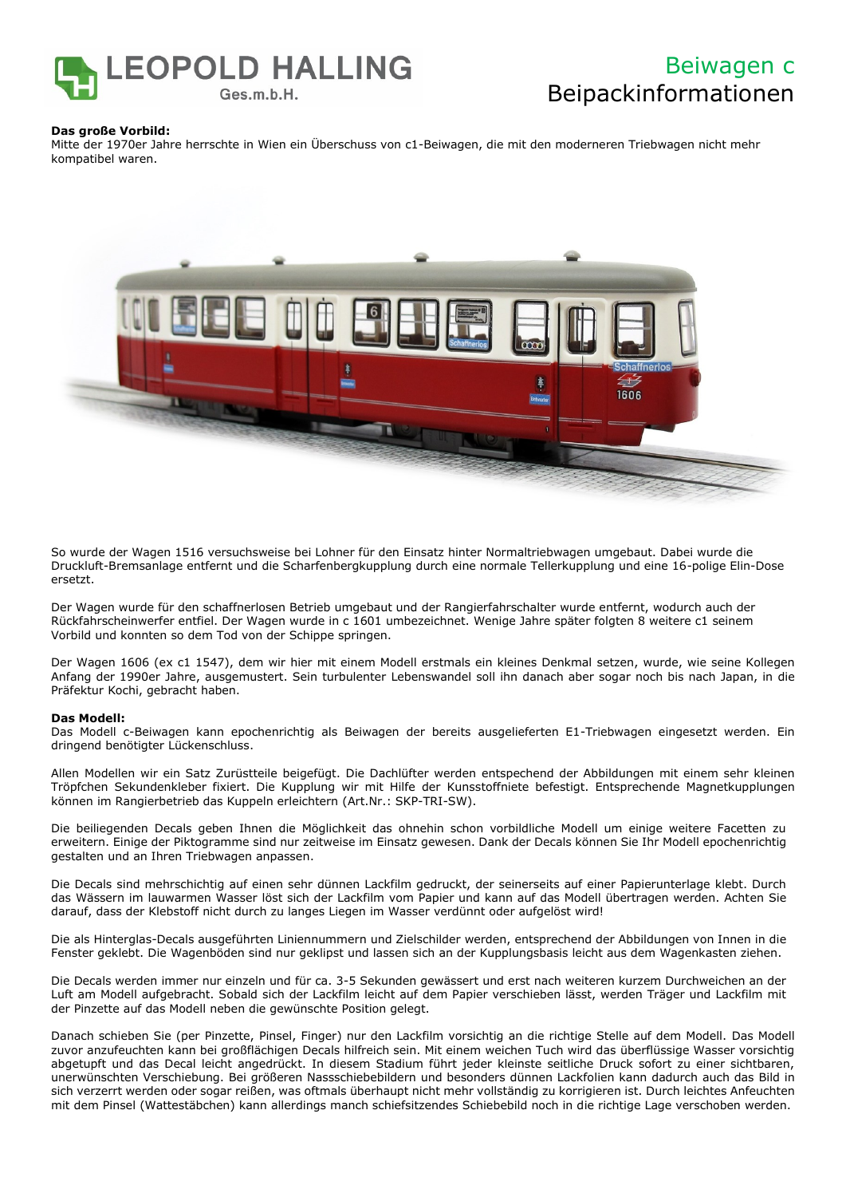# Beiwagen c
## Beipackinformationen

**Das große Vorbild:**
Mitte der 1970er Jahre herrschte in Wien ein Überschuss von c1-Beiwagen, die mit den moderneren Triebwagen nicht mehr kompatibel waren.

So wurde der Wagen 1516 versuchsweise bei Lohner für den Einsatz hinter Normaltriebwagen umgebaut. Dabei wurde die Druckluft-Bremsanlage entfernt und die Scharfenbergkupplung durch eine normale Tellerkupplung und eine 16-polige Elin-Dose ersetzt.

Der Wagen wurde für den schaffnerlosen Betrieb umgebaut und der Rangierfahrschalter wurde entfernt, wodurch auch der Rückfahrscheinwerfer entfiel. Der Wagen wurde in c 1601 umbezeichnet. Wenige Jahre später folgten 8 weitere c1 seinem Vorbild und konnten so dem Tod von der Schippe springen.

Der Wagen 1606 (ex c1 1547), dem wir hier mit einem Modell erstmals ein kleines Denkmal setzen, wurde, wie seine Kollegen Anfang der 1990er Jahre, ausgemustert. Sein turbulenter Lebenswandel soll ihn danach aber sogar noch bis nach Japan, in die Präfektur Kochi, gebracht haben.

**Das Modell:**
Das Modell c-Beiwagen kann epochenrichtig als Beiwagen der bereits ausgelieferten E1-Triebwagen eingesetzt werden. Ein dringend benötigter Lückenschluss.

Allen Modellen wir ein Satz Zurüstteile beigefügt. Die Dachlüfter werden entspechend der Abbildungen mit einem sehr kleinen Tröpfchen Sekundenkleber fixiert. Die Kupplung wir mit Hilfe der Kunsstoffniete befestigt. Entsprechende Magnetkupplungen können im Rangierbetrieb das Kuppeln erleichtern (Art.Nr.: SKP-TRI-SW).

Die beiliegenden Decals geben Ihnen die Möglichkeit das ohnehin schon vorbildliche Modell um einige weitere Facetten zu erweitern. Einige der Piktogramme sind nur zeitweise im Einsatz gewesen. Dank der Decals können Sie Ihr Modell epochenrichtig gestalten und an Ihren Triebwagen anpassen.

Die Decals sind mehrschichtig auf einen sehr dünnen Lackfilm gedruckt, der seinerseits auf einer Papierunterlage klebt. Durch das Wässern im lauwarmen Wasser löst sich der Lackfilm vom Papier und kann auf das Modell übertragen werden. Achten Sie darauf, dass der Klebstoff nicht durch zu langes Liegen im Wasser verdünnt oder aufgelöst wird!

Die als Hinterglas-Decals ausgeführten Liniennummern und Zielschilder werden, entsprechend der Abbildungen von Innen in die Fenster geklebt. Die Wagenböden sind nur geklipst und lassen sich an der Kupplungsbasis leicht aus dem Wagenkasten ziehen.

Die Decals werden immer nur einzeln und für ca. 3-5 Sekunden gewässert und erst nach weiteren kurzem Durchweichen an der Luft am Modell aufgebracht. Sobald sich der Lackfilm leicht auf dem Papier verschieben lässt, werden Träger und Lackfilm mit der Pinzette auf das Modell neben die gewünschte Position gelegt.

Danach schieben Sie (per Pinzette, Pinsel, Finger) nur den Lackfilm vorsichtig an die richtige Stelle auf dem Modell. Das Modell zuvor anzufeuchten kann bei großflächigen Decals hilfreich sein. Mit einem weichen Tuch wird das überflüssige Wasser vorsichtig abgetupft und das Decal leicht angedrückt. In diesem Stadium führt jeder kleinste seitliche Druck sofort zu einer sichtbaren, unerwünschten Verschiebung. Bei größeren Nassschiebebildern und besonders dünnen Lackfolien kann dadurch auch das Bild in sich verzerrt werden oder sogar reißen, was oftmals überhaupt nicht mehr vollständig zu korrigieren ist. Durch leichtes Anfeuchten mit dem Pinsel (Wattestäbchen) kann allerdings manch schiefsitzendes Schiebebild noch in die richtige Lage verschoben werden.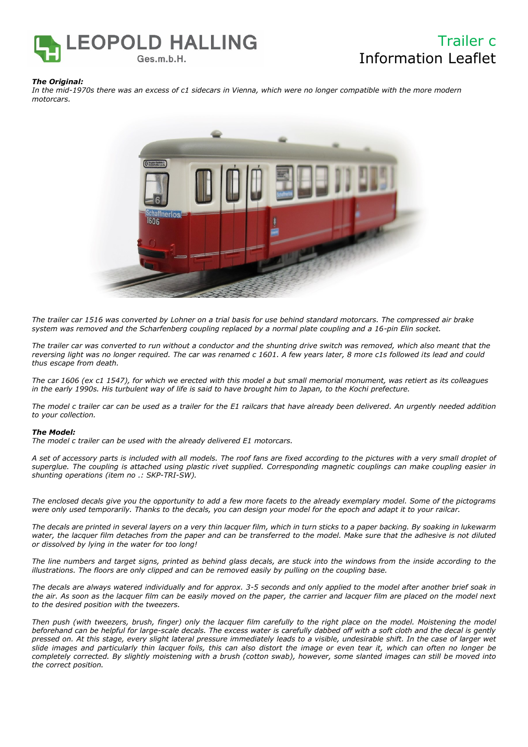# Trailer c
## Information Leaflet

***The Original:***
*In the mid-1970s there was an excess of c1 sidecars in Vienna, which were no longer compatible with the more modern motorcars.*

*The trailer car 1516 was converted by Lohner on a trial basis for use behind standard motorcars. The compressed air brake system was removed and the Scharfenberg coupling replaced by a normal plate coupling and a 16-pin Elin socket.*

*The trailer car was converted to run without a conductor and the shunting drive switch was removed, which also meant that the reversing light was no longer required. The car was renamed c 1601. A few years later, 8 more c1s followed its lead and could thus escape from death.*

*The car 1606 (ex c1 1547), for which we erected with this model a but small memorial monument, was retiert as its colleagues in the early 1990s. His turbulent way of life is said to have brought him to Japan, to the Kochi prefecture.*

*The model c trailer car can be used as a trailer for the E1 railcars that have already been delivered. An urgently needed addition to your collection.*

***The Model:***
*The model c trailer can be used with the already delivered E1 motorcars.*

*A set of accessory parts is included with all models. The roof fans are fixed according to the pictures with a very small droplet of superglue. The coupling is attached using plastic rivet supplied. Corresponding magnetic couplings can make coupling easier in shunting operations (item no .: SKP-TRI-SW).*

*The enclosed decals give you the opportunity to add a few more facets to the already exemplary model. Some of the pictograms were only used temporarily. Thanks to the decals, you can design your model for the epoch and adapt it to your railcar.*

*The decals are printed in several layers on a very thin lacquer film, which in turn sticks to a paper backing. By soaking in lukewarm water, the lacquer film detaches from the paper and can be transferred to the model. Make sure that the adhesive is not diluted or dissolved by lying in the water for too long!*

*The line numbers and target signs, printed as behind glass decals, are stuck into the windows from the inside according to the illustrations. The floors are only clipped and can be removed easily by pulling on the coupling base.*

*The decals are always watered individually and for approx. 3-5 seconds and only applied to the model after another brief soak in the air. As soon as the lacquer film can be easily moved on the paper, the carrier and lacquer film are placed on the model next to the desired position with the tweezers.*

*Then push (with tweezers, brush, finger) only the lacquer film carefully to the right place on the model. Moistening the model beforehand can be helpful for large-scale decals. The excess water is carefully dabbed off with a soft cloth and the decal is gently pressed on. At this stage, every slight lateral pressure immediately leads to a visible, undesirable shift. In the case of larger wet slide images and particularly thin lacquer foils, this can also distort the image or even tear it, which can often no longer be completely corrected. By slightly moistening with a brush (cotton swab), however, some slanted images can still be moved into the correct position.*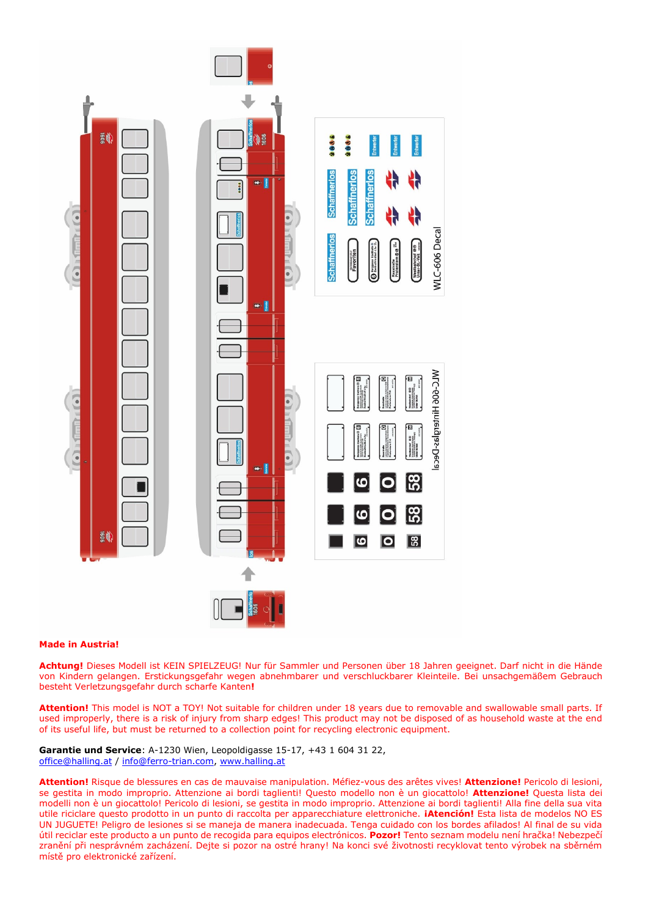**Made in Austria!**

**Achtung!** Dieses Modell ist KEIN SPIELZEUG! Nur für Sammler und Personen über 18 Jahren geeignet. Darf nicht in die Hände von Kindern gelangen. Erstickungsgefahr wegen abnehmbarer und verschluckbarer Kleinteile. Bei unsachgemäßem Gebrauch besteht Verletzungsgefahr durch scharfe Kanten**!**

**Attention!** This model is NOT a TOY! Not suitable for children under 18 years due to removable and swallowable small parts. If used improperly, there is a risk of injury from sharp edges! This product may not be disposed of as household waste at the end of its useful life, but must be returned to a collection point for recycling electronic equipment.

**Garantie und Service**: A-1230 Wien, Leopoldigasse 15-17, +43 1 604 31 22, office@halling.at / info@ferro-trian.com, www.halling.at

**Attention!** Risque de blessures en cas de mauvaise manipulation. Méfiez-vous des arêtes vives! **Attenzione!** Pericolo di lesioni, se gestita in modo improprio. Attenzione ai bordi taglienti! Questo modello non è un giocattolo! **Attenzione!** Questa lista dei modelli non è un giocattolo! Pericolo di lesioni, se gestita in modo improprio. Attenzione ai bordi taglienti! Alla fine della sua vita utile riciclare questo prodotto in un punto di raccolta per apparecchiature elettroniche. **¡Atención!** Esta lista de modelos NO ES UN JUGUETE! Peligro de lesiones si se maneja de manera inadecuada. Tenga cuidado con los bordes afilados! Al final de su vida útil reciclar este producto a un punto de recogida para equipos electrónicos. **Pozor!** Tento seznam modelu není hračka! Nebezpečí zranění při nesprávném zacházení. Dejte si pozor na ostré hrany! Na konci své životnosti recyklovat tento výrobek na sběrném místě pro elektronické zařízení.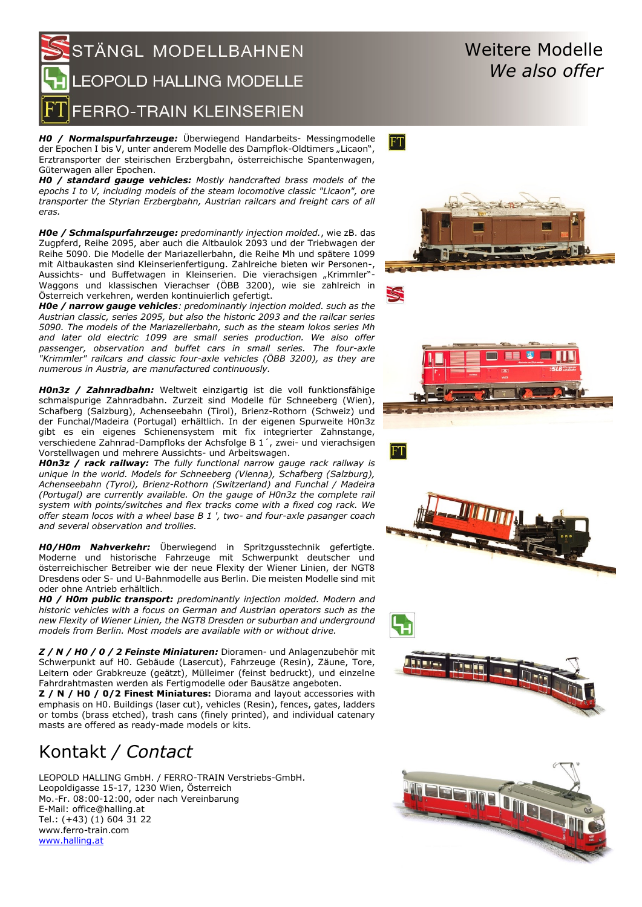STÄNGL MODELLBAHNEN

LEOPOLD HALLING MODELLE

FERRO-TRAIN KLEINSERIEN

# Weitere Modelle
# *We also offer*

***H0 / Normalspurfahrzeuge:*** Überwiegend Handarbeits- Messingmodelle der Epochen I bis V, unter anderem Modelle des Dampflok-Oldtimers „Licaon", Erztransporter der steirischen Erzbergbahn, österreichische Spantenwagen, Güterwagen aller Epochen.

***H0 / standard gauge vehicles:*** *Mostly handcrafted brass models of the epochs I to V, including models of the steam locomotive classic "Licaon", ore transporter the Styrian Erzbergbahn, Austrian railcars and freight cars of all eras.*

***H0e / Schmalspurfahrzeuge:*** *predominantly injection molded.*, wie zB. das Zugpferd, Reihe 2095, aber auch die Altbaulok 2093 und der Triebwagen der Reihe 5090. Die Modelle der Mariazellerbahn, die Reihe Mh und spätere 1099 mit Altbaukasten sind Kleinserienfertigung. Zahlreiche bieten wir Personen-, Aussichts- und Buffetwagen in Kleinserien. Die vierachsigen „Krimmler"-Waggons und klassischen Vierachser (ÖBB 3200), wie sie zahlreich in Österreich verkehren, werden kontinuierlich gefertigt.

***H0e / narrow gauge vehicles****: predominantly injection molded. such as the Austrian classic, series 2095, but also the historic 2093 and the railcar series 5090. The models of the Mariazellerbahn, such as the steam lokos series Mh and later old electric 1099 are small series production. We also offer passenger, observation and buffet cars in small series. The four-axle "Krimmler" railcars and classic four-axle vehicles (ÖBB 3200), as they are numerous in Austria, are manufactured continuously.*

***H0n3z / Zahnradbahn:*** Weltweit einzigartig ist die voll funktionsfähige schmalspurige Zahnradbahn. Zurzeit sind Modelle für Schneeberg (Wien), Schafberg (Salzburg), Achenseebahn (Tirol), Brienz-Rothorn (Schweiz) und der Funchal/Madeira (Portugal) erhältlich. In der eigenen Spurweite H0n3z gibt es ein eigenes Schienensystem mit fix integrierter Zahnstange, verschiedene Zahnrad-Dampfloks der Achsfolge B 1´, zwei- und vierachsigen Vorstellwagen und mehrere Aussichts- und Arbeitswagen.

***H0n3z / rack railway:*** *The fully functional narrow gauge rack railway is unique in the world. Models for Schneeberg (Vienna), Schafberg (Salzburg), Achenseebahn (Tyrol), Brienz-Rothorn (Switzerland) and Funchal / Madeira (Portugal) are currently available. On the gauge of H0n3z the complete rail system with points/switches and flex tracks come with a fixed cog rack. We offer steam locos with a wheel base B 1 ', two- and four-axle pasanger coach and several observation and trollies.*

***H0/H0m Nahverkehr:*** Überwiegend in Spritzgusstechnik gefertigte. Moderne und historische Fahrzeuge mit Schwerpunkt deutscher und österreichischer Betreiber wie der neue Flexity der Wiener Linien, der NGT8 Dresdens oder S- und U-Bahnmodelle aus Berlin. Die meisten Modelle sind mit oder ohne Antrieb erhältlich.

***H0 / H0m public transport:*** *predominantly injection molded. Modern and historic vehicles with a focus on German and Austrian operators such as the new Flexity of Wiener Linien, the NGT8 Dresden or suburban and underground models from Berlin. Most models are available with or without drive.*

***Z / N / H0 / 0 / 2 Feinste Miniaturen:*** Dioramen- und Anlagenzubehör mit Schwerpunkt auf H0. Gebäude (Lasercut), Fahrzeuge (Resin), Zäune, Tore, Leitern oder Grabkreuze (geätzt), Mülleimer (feinst bedruckt), und einzelne Fahrdrahtmasten werden als Fertigmodelle oder Bausätze angeboten.

**Z / N / H0 / 0/2 Finest Miniatures:** Diorama and layout accessories with emphasis on H0. Buildings (laser cut), vehicles (Resin), fences, gates, ladders or tombs (brass etched), trash cans (finely printed), and individual catenary masts are offered as ready-made models or kits.

# Kontakt / *Contact*

LEOPOLD HALLING GmbH. / FERRO-TRAIN Verstriebs-GmbH.
Leopoldigasse 15-17, 1230 Wien, Österreich
Mo.-Fr. 08:00-12:00, oder nach Vereinbarung
E-Mail: office@halling.at
Tel.: (+43) (1) 604 31 22
www.ferro-train.com
www.halling.at